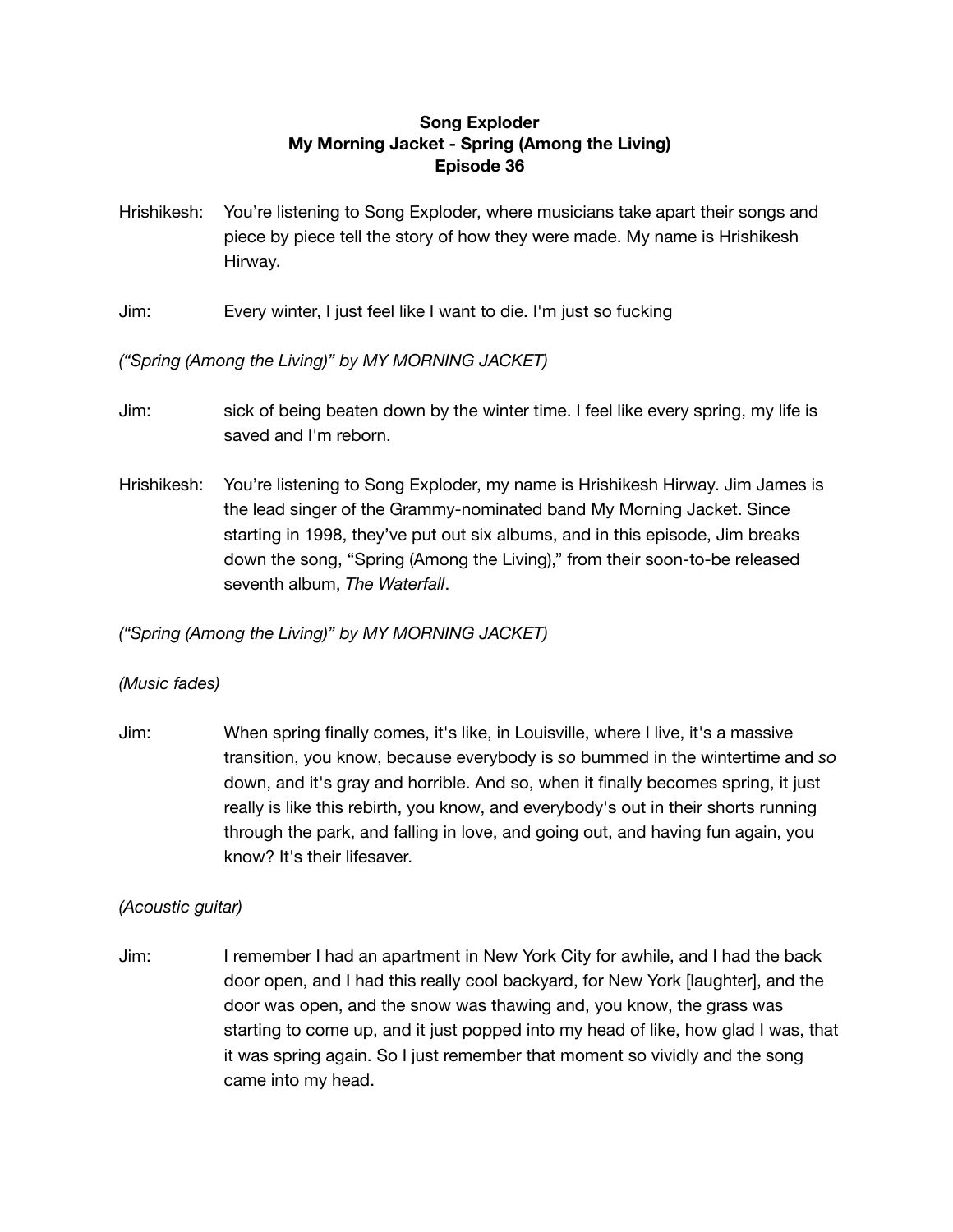**Song Exploder**
**My Morning Jacket - Spring (Among the Living)**
**Episode 36**

Hrishikesh: You're listening to Song Exploder, where musicians take apart their songs and piece by piece tell the story of how they were made. My name is Hrishikesh Hirway.

Jim: Every winter, I just feel like I want to die. I'm just so fucking

*("Spring (Among the Living)" by MY MORNING JACKET)*

Jim: sick of being beaten down by the winter time. I feel like every spring, my life is saved and I'm reborn.

Hrishikesh: You're listening to Song Exploder, my name is Hrishikesh Hirway. Jim James is the lead singer of the Grammy-nominated band My Morning Jacket. Since starting in 1998, they've put out six albums, and in this episode, Jim breaks down the song, "Spring (Among the Living)," from their soon-to-be released seventh album, *The Waterfall*.

*("Spring (Among the Living)" by MY MORNING JACKET)*

*(Music fades)*

Jim: When spring finally comes, it's like, in Louisville, where I live, it's a massive transition, you know, because everybody is *so* bummed in the wintertime and *so* down, and it's gray and horrible. And so, when it finally becomes spring, it just really is like this rebirth, you know, and everybody's out in their shorts running through the park, and falling in love, and going out, and having fun again, you know? It's their lifesaver.

*(Acoustic guitar)*

Jim: I remember I had an apartment in New York City for awhile, and I had the back door open, and I had this really cool backyard, for New York [laughter], and the door was open, and the snow was thawing and, you know, the grass was starting to come up, and it just popped into my head of like, how glad I was, that it was spring again. So I just remember that moment so vividly and the song came into my head.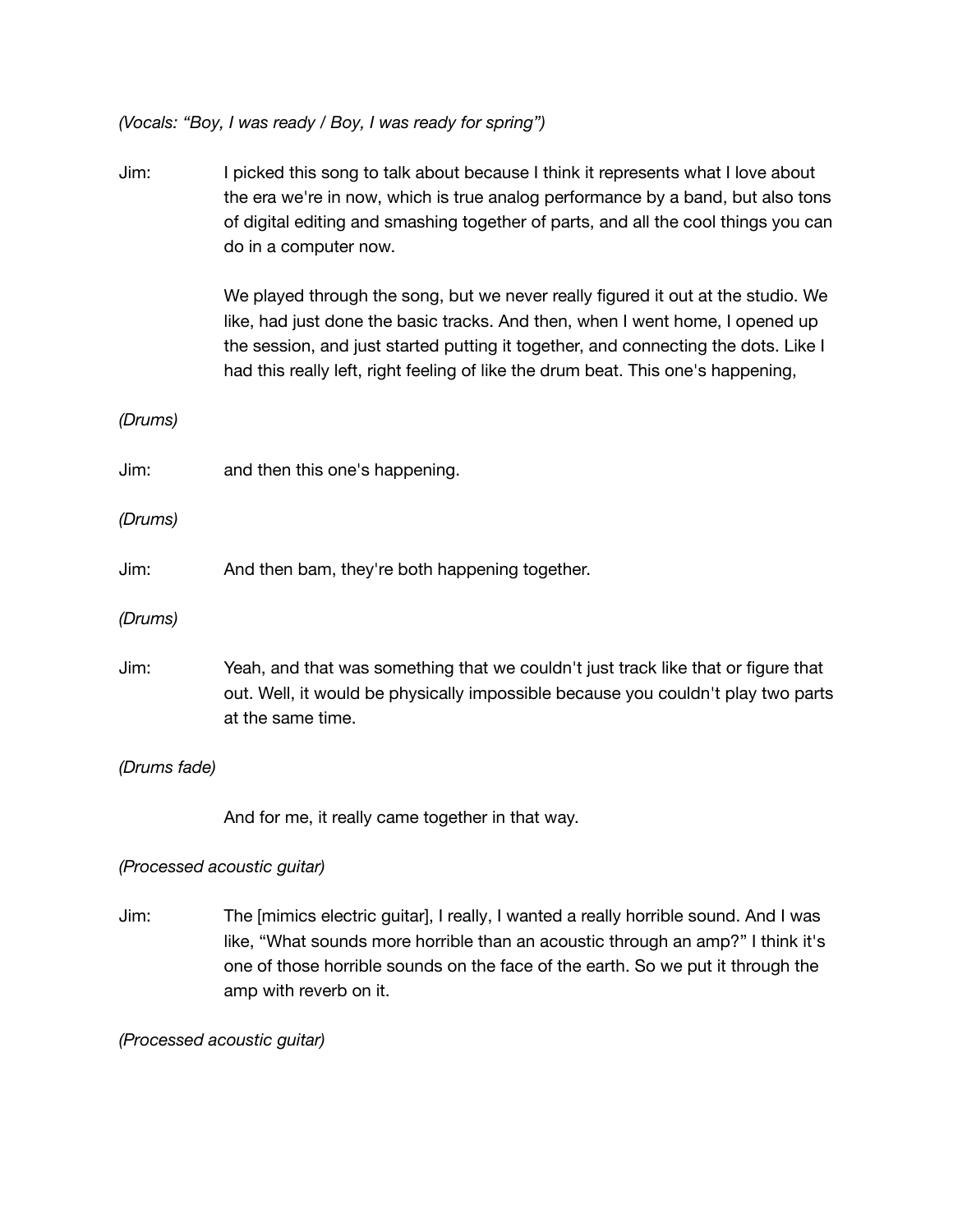*(Vocals: "Boy, I was ready / Boy, I was ready for spring")*

Jim: I picked this song to talk about because I think it represents what I love about the era we're in now, which is true analog performance by a band, but also tons of digital editing and smashing together of parts, and all the cool things you can do in a computer now.

We played through the song, but we never really figured it out at the studio. We like, had just done the basic tracks. And then, when I went home, I opened up the session, and just started putting it together, and connecting the dots. Like I had this really left, right feeling of like the drum beat. This one's happening,

*(Drums)*

Jim: and then this one's happening.

*(Drums)*

Jim: And then bam, they're both happening together.

*(Drums)*

Jim: Yeah, and that was something that we couldn't just track like that or figure that out. Well, it would be physically impossible because you couldn't play two parts at the same time.

*(Drums fade)*

And for me, it really came together in that way.

*(Processed acoustic guitar)*

Jim: The [mimics electric guitar], I really, I wanted a really horrible sound. And I was like, "What sounds more horrible than an acoustic through an amp?" I think it's one of those horrible sounds on the face of the earth. So we put it through the amp with reverb on it.

*(Processed acoustic guitar)*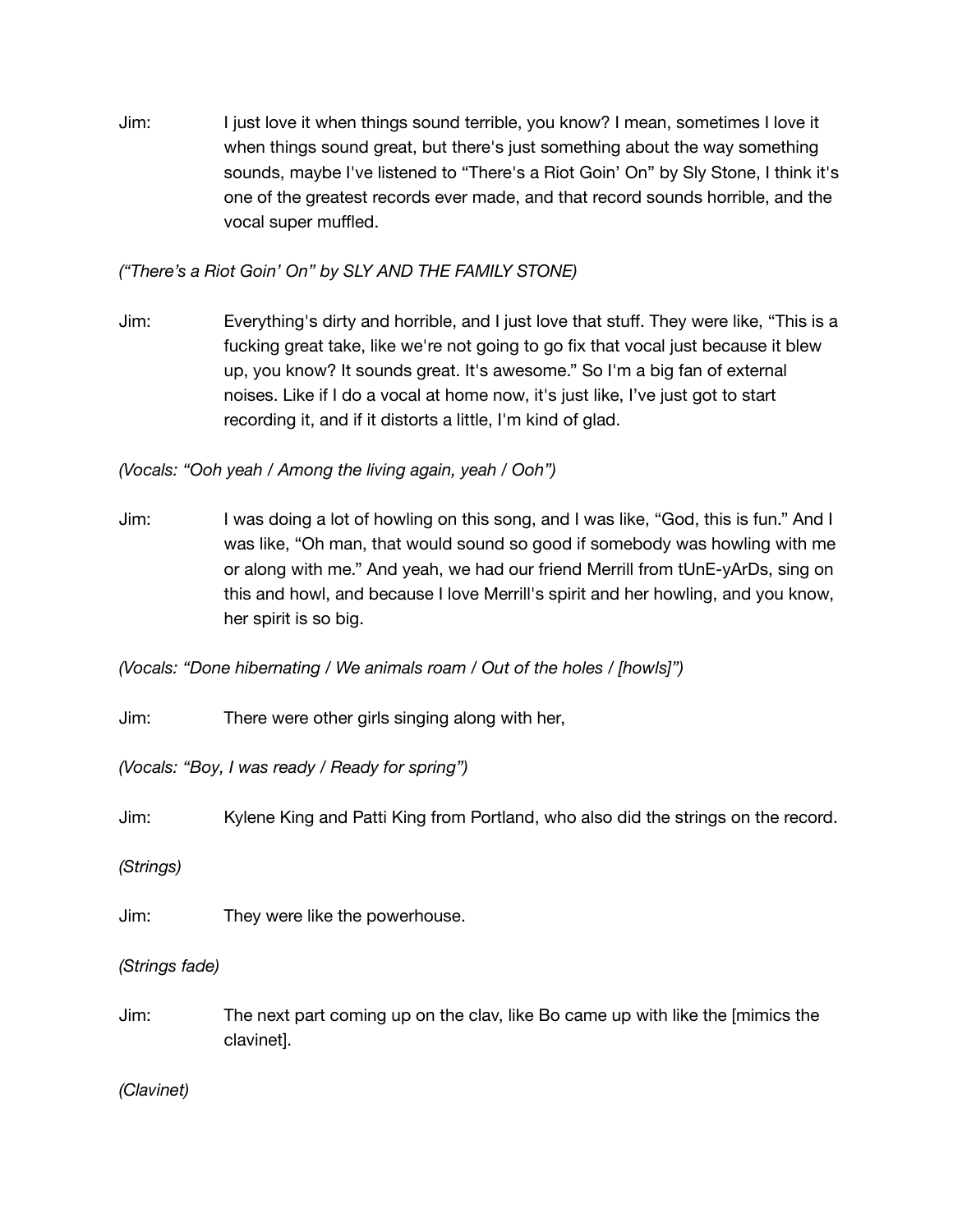Jim: I just love it when things sound terrible, you know? I mean, sometimes I love it when things sound great, but there's just something about the way something sounds, maybe I've listened to "There's a Riot Goin' On" by Sly Stone, I think it's one of the greatest records ever made, and that record sounds horrible, and the vocal super muffled.

*("There's a Riot Goin' On" by SLY AND THE FAMILY STONE)*

Jim: Everything's dirty and horrible, and I just love that stuff. They were like, "This is a fucking great take, like we're not going to go fix that vocal just because it blew up, you know? It sounds great. It's awesome." So I'm a big fan of external noises. Like if I do a vocal at home now, it's just like, I've just got to start recording it, and if it distorts a little, I'm kind of glad.

*(Vocals: "Ooh yeah / Among the living again, yeah / Ooh")*

Jim: I was doing a lot of howling on this song, and I was like, "God, this is fun." And I was like, "Oh man, that would sound so good if somebody was howling with me or along with me." And yeah, we had our friend Merrill from tUnE-yArDs, sing on this and howl, and because I love Merrill's spirit and her howling, and you know, her spirit is so big.

*(Vocals: "Done hibernating / We animals roam / Out of the holes / [howls]")*

Jim: There were other girls singing along with her,

*(Vocals: "Boy, I was ready / Ready for spring")*

Jim: Kylene King and Patti King from Portland, who also did the strings on the record.

*(Strings)*

Jim: They were like the powerhouse.

*(Strings fade)*

Jim: The next part coming up on the clav, like Bo came up with like the [mimics the clavinet].

*(Clavinet)*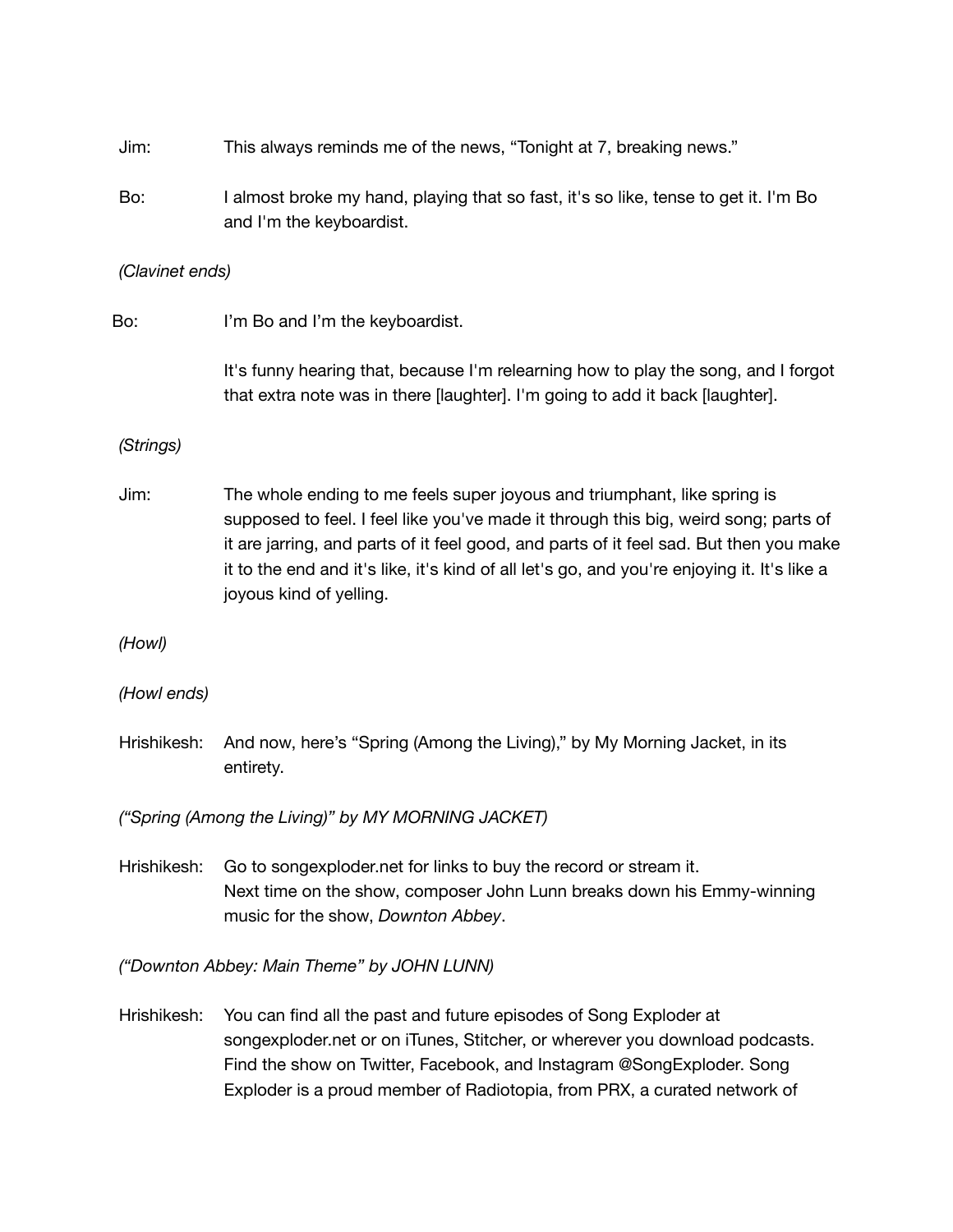Jim: This always reminds me of the news, "Tonight at 7, breaking news."

Bo: I almost broke my hand, playing that so fast, it's so like, tense to get it. I'm Bo and I'm the keyboardist.

*(Clavinet ends)*

Bo: I'm Bo and I'm the keyboardist.

It's funny hearing that, because I'm relearning how to play the song, and I forgot that extra note was in there [laughter]. I'm going to add it back [laughter].

*(Strings)*

Jim: The whole ending to me feels super joyous and triumphant, like spring is supposed to feel. I feel like you've made it through this big, weird song; parts of it are jarring, and parts of it feel good, and parts of it feel sad. But then you make it to the end and it's like, it's kind of all let's go, and you're enjoying it. It's like a joyous kind of yelling.

*(Howl)*

*(Howl ends)*

Hrishikesh: And now, here's "Spring (Among the Living)," by My Morning Jacket, in its entirety.

*("Spring (Among the Living)" by MY MORNING JACKET)*

Hrishikesh: Go to songexploder.net for links to buy the record or stream it.
Next time on the show, composer John Lunn breaks down his Emmy-winning music for the show, *Downton Abbey*.

*("Downton Abbey: Main Theme" by JOHN LUNN)*

Hrishikesh: You can find all the past and future episodes of Song Exploder at songexploder.net or on iTunes, Stitcher, or wherever you download podcasts. Find the show on Twitter, Facebook, and Instagram @SongExploder. Song Exploder is a proud member of Radiotopia, from PRX, a curated network of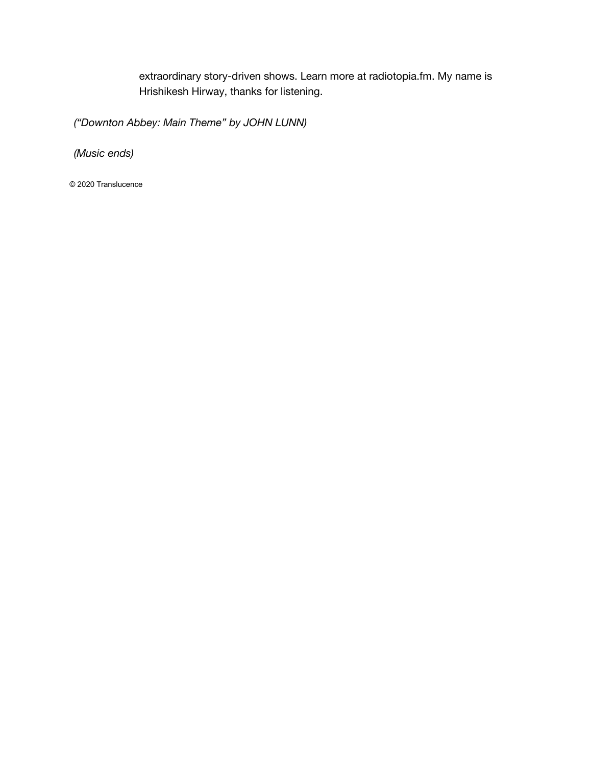extraordinary story-driven shows. Learn more at radiotopia.fm. My name is Hrishikesh Hirway, thanks for listening.

*("Downton Abbey: Main Theme" by JOHN LUNN)*

*(Music ends)*

© 2020 Translucence